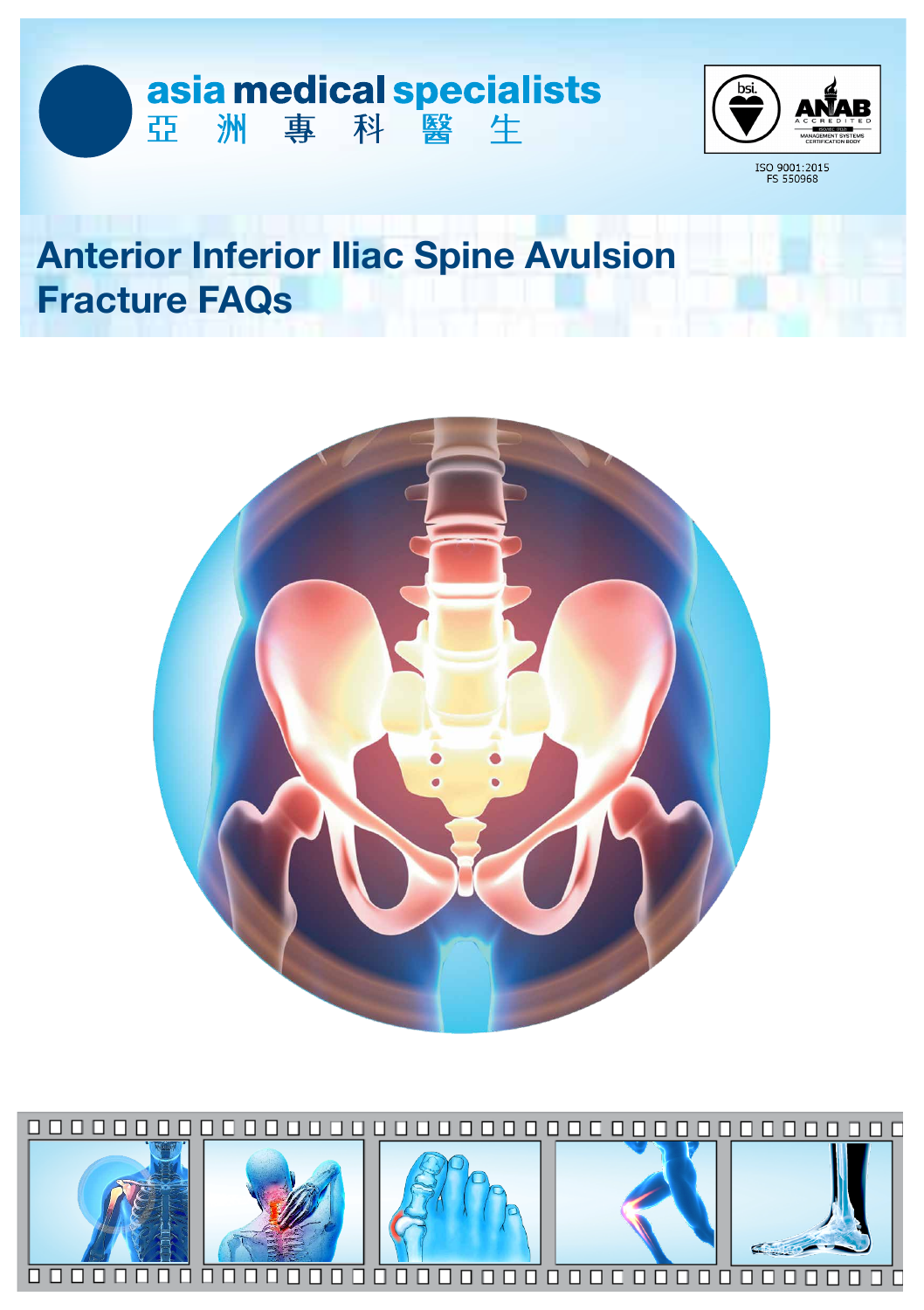asia medical specialists
亞 洲 專 科 醫 生

ISO 9001:2015
FS 550968

# Anterior Inferior Iliac Spine Avulsion Fracture FAQs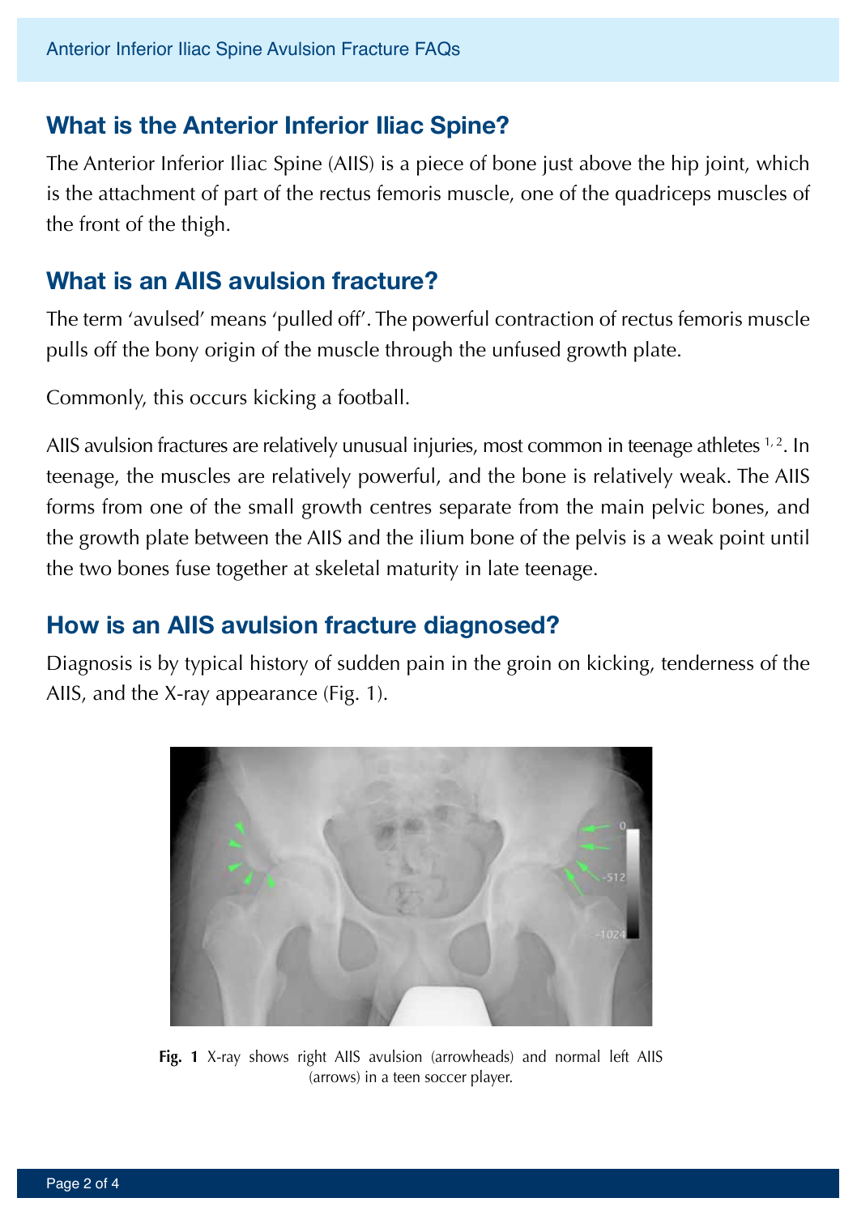## What is the Anterior Inferior Iliac Spine?

The Anterior Inferior Iliac Spine (AIIS) is a piece of bone just above the hip joint, which is the attachment of part of the rectus femoris muscle, one of the quadriceps muscles of the front of the thigh.

## What is an AIIS avulsion fracture?

The term 'avulsed' means 'pulled off'. The powerful contraction of rectus femoris muscle pulls off the bony origin of the muscle through the unfused growth plate.

Commonly, this occurs kicking a football.

AIIS avulsion fractures are relatively unusual injuries, most common in teenage athletes [1,2]. In teenage, the muscles are relatively powerful, and the bone is relatively weak. The AIIS forms from one of the small growth centres separate from the main pelvic bones, and the growth plate between the AIIS and the ilium bone of the pelvis is a weak point until the two bones fuse together at skeletal maturity in late teenage.

## How is an AIIS avulsion fracture diagnosed?

Diagnosis is by typical history of sudden pain in the groin on kicking, tenderness of the AIIS, and the X-ray appearance (Fig. 1).

**Fig. 1** X-ray shows right AIIS avulsion (arrowheads) and normal left AIIS (arrows) in a teen soccer player.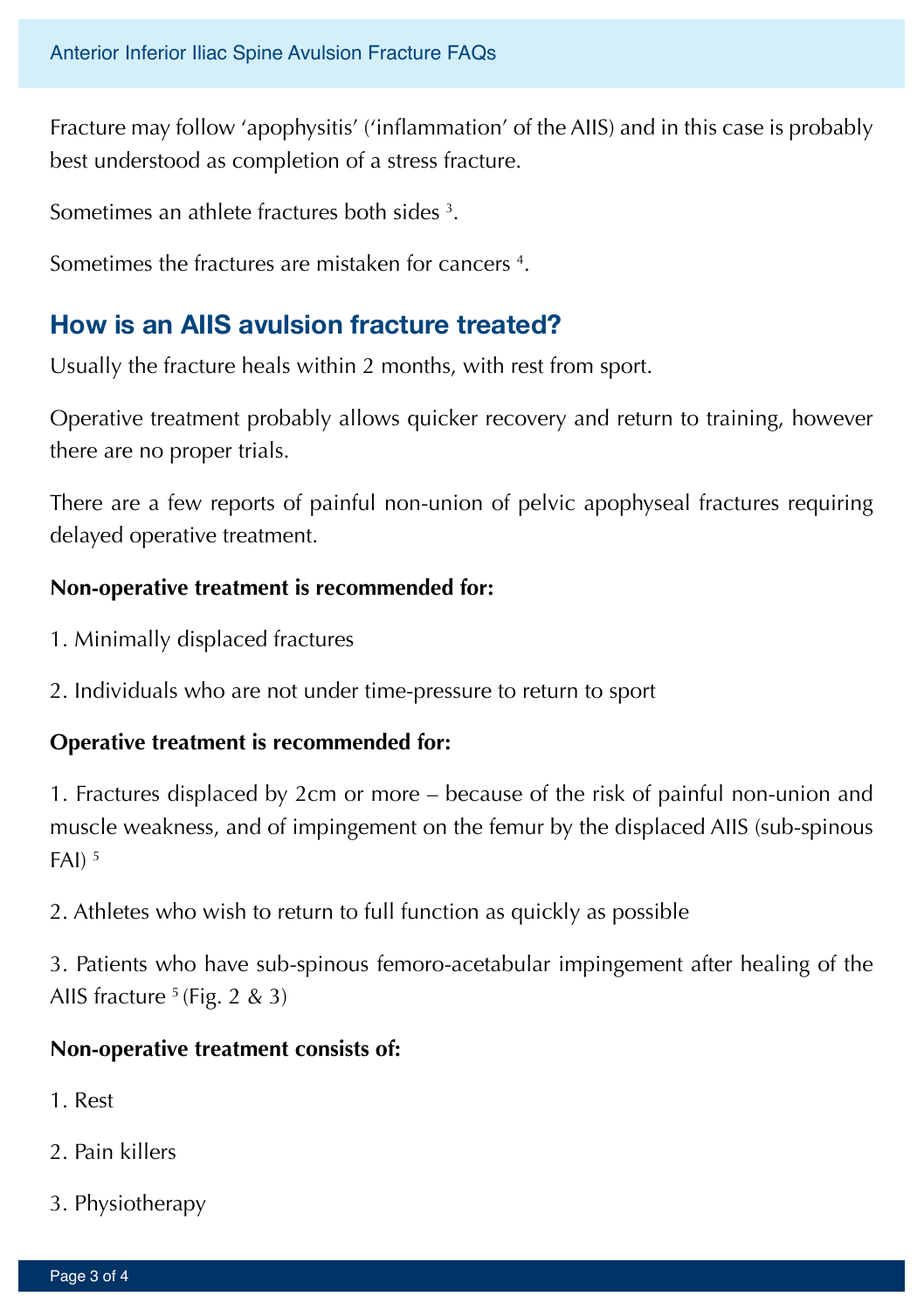Fracture may follow ‘apophysitis’ (‘inflammation’ of the AIIS) and in this case is probably best understood as completion of a stress fracture.

Sometimes an athlete fractures both sides [3].

Sometimes the fractures are mistaken for cancers [4].

## How is an AIIS avulsion fracture treated?

Usually the fracture heals within 2 months, with rest from sport.

Operative treatment probably allows quicker recovery and return to training, however there are no proper trials.

There are a few reports of painful non-union of pelvic apophyseal fractures requiring delayed operative treatment.

**Non-operative treatment is recommended for:**

1. Minimally displaced fractures

2. Individuals who are not under time-pressure to return to sport

**Operative treatment is recommended for:**

1. Fractures displaced by 2cm or more – because of the risk of painful non-union and muscle weakness, and of impingement on the femur by the displaced AIIS (sub-spinous FAI) [5]

2. Athletes who wish to return to full function as quickly as possible

3. Patients who have sub-spinous femoro-acetabular impingement after healing of the AIIS fracture [5] (Fig. 2 & 3)

**Non-operative treatment consists of:**

1. Rest

2. Pain killers

3. Physiotherapy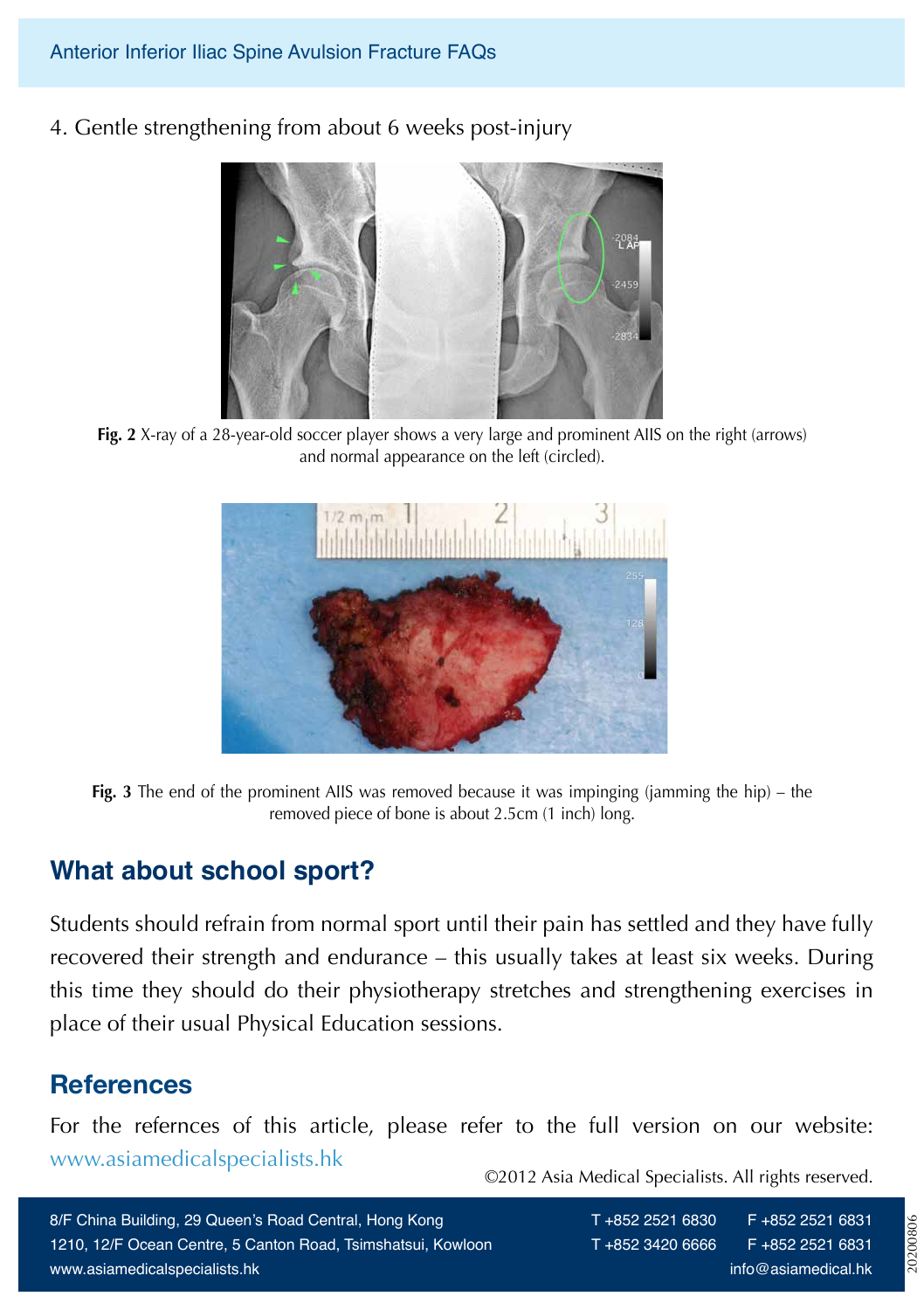4. Gentle strengthening from about 6 weeks post-injury

**Fig. 2** X-ray of a 28-year-old soccer player shows a very large and prominent AIIS on the right (arrows) and normal appearance on the left (circled).

**Fig. 3** The end of the prominent AIIS was removed because it was impinging (jamming the hip) – the removed piece of bone is about 2.5cm (1 inch) long.

## What about school sport?

Students should refrain from normal sport until their pain has settled and they have fully recovered their strength and endurance – this usually takes at least six weeks. During this time they should do their physiotherapy stretches and strengthening exercises in place of their usual Physical Education sessions.

## References

For the refernces of this article, please refer to the full version on our website: www.asiamedicalspecialists.hk

©2012 Asia Medical Specialists. All rights reserved.

8/F China Building, 29 Queen's Road Central, Hong Kong T +852 2521 6830 F +852 2521 6831
1210, 12/F Ocean Centre, 5 Canton Road, Tsimshatsui, Kowloon T +852 3420 6666 F +852 2521 6831
www.asiamedicalspecialists.hk info@asiamedical.hk

20200806